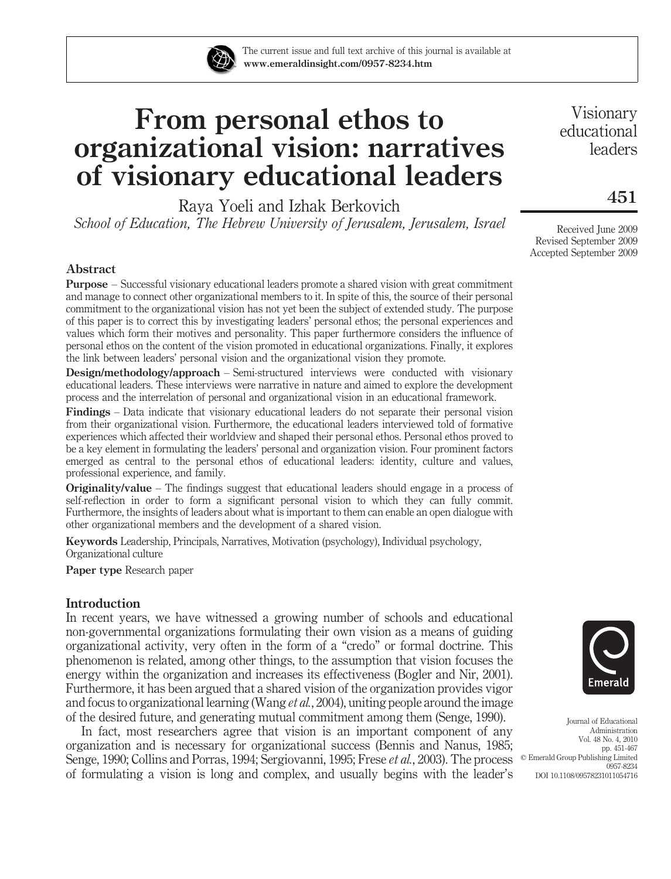# From personal ethos to organizational vision: narratives of visionary educational leaders

Raya Yoeli and Izhak Berkovich

*School of Education, The Hebrew University of Jerusalem, Jerusalem, Israel*

Received June 2009
Revised September 2009
Accepted September 2009

## Abstract

**Purpose** – Successful visionary educational leaders promote a shared vision with great commitment and manage to connect other organizational members to it. In spite of this, the source of their personal commitment to the organizational vision has not yet been the subject of extended study. The purpose of this paper is to correct this by investigating leaders' personal ethos; the personal experiences and values which form their motives and personality. This paper furthermore considers the influence of personal ethos on the content of the vision promoted in educational organizations. Finally, it explores the link between leaders' personal vision and the organizational vision they promote.

**Design/methodology/approach** – Semi-structured interviews were conducted with visionary educational leaders. These interviews were narrative in nature and aimed to explore the development process and the interrelation of personal and organizational vision in an educational framework.

**Findings** – Data indicate that visionary educational leaders do not separate their personal vision from their organizational vision. Furthermore, the educational leaders interviewed told of formative experiences which affected their worldview and shaped their personal ethos. Personal ethos proved to be a key element in formulating the leaders' personal and organization vision. Four prominent factors emerged as central to the personal ethos of educational leaders: identity, culture and values, professional experience, and family.

**Originality/value** – The findings suggest that educational leaders should engage in a process of self-reflection in order to form a significant personal vision to which they can fully commit. Furthermore, the insights of leaders about what is important to them can enable an open dialogue with other organizational members and the development of a shared vision.

**Keywords** Leadership, Principals, Narratives, Motivation (psychology), Individual psychology, Organizational culture

**Paper type** Research paper

## Introduction

In recent years, we have witnessed a growing number of schools and educational non-governmental organizations formulating their own vision as a means of guiding organizational activity, very often in the form of a "credo" or formal doctrine. This phenomenon is related, among other things, to the assumption that vision focuses the energy within the organization and increases its effectiveness (Bogler and Nir, 2001). Furthermore, it has been argued that a shared vision of the organization provides vigor and focus to organizational learning (Wang *et al.*, 2004), uniting people around the image of the desired future, and generating mutual commitment among them (Senge, 1990).

In fact, most researchers agree that vision is an important component of any organization and is necessary for organizational success (Bennis and Nanus, 1985; Senge, 1990; Collins and Porras, 1994; Sergiovanni, 1995; Frese *et al.*, 2003). The process of formulating a vision is long and complex, and usually begins with the leader's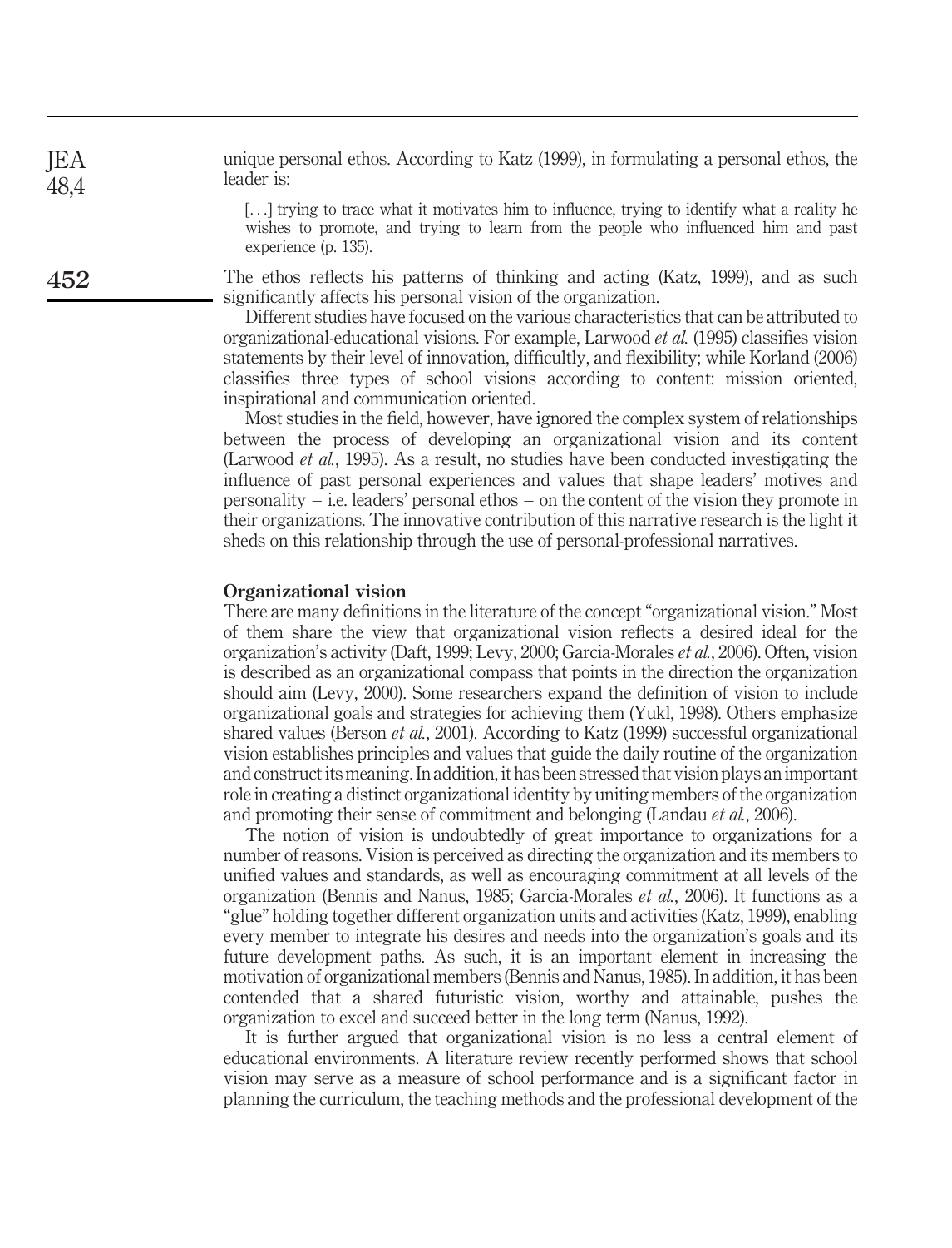unique personal ethos. According to Katz (1999), in formulating a personal ethos, the leader is:

> [. . .] trying to trace what it motivates him to influence, trying to identify what a reality he wishes to promote, and trying to learn from the people who influenced him and past experience (p. 135).

The ethos reflects his patterns of thinking and acting (Katz, 1999), and as such significantly affects his personal vision of the organization.

Different studies have focused on the various characteristics that can be attributed to organizational-educational visions. For example, Larwood *et al.* (1995) classifies vision statements by their level of innovation, difficultly, and flexibility; while Korland (2006) classifies three types of school visions according to content: mission oriented, inspirational and communication oriented.

Most studies in the field, however, have ignored the complex system of relationships between the process of developing an organizational vision and its content (Larwood *et al.*, 1995). As a result, no studies have been conducted investigating the influence of past personal experiences and values that shape leaders' motives and personality – i.e. leaders' personal ethos – on the content of the vision they promote in their organizations. The innovative contribution of this narrative research is the light it sheds on this relationship through the use of personal-professional narratives.

## Organizational vision

There are many definitions in the literature of the concept "organizational vision." Most of them share the view that organizational vision reflects a desired ideal for the organization's activity (Daft, 1999; Levy, 2000; Garcia-Morales *et al.*, 2006). Often, vision is described as an organizational compass that points in the direction the organization should aim (Levy, 2000). Some researchers expand the definition of vision to include organizational goals and strategies for achieving them (Yukl, 1998). Others emphasize shared values (Berson *et al.*, 2001). According to Katz (1999) successful organizational vision establishes principles and values that guide the daily routine of the organization and construct its meaning. In addition, it has been stressed that vision plays an important role in creating a distinct organizational identity by uniting members of the organization and promoting their sense of commitment and belonging (Landau *et al.*, 2006).

The notion of vision is undoubtedly of great importance to organizations for a number of reasons. Vision is perceived as directing the organization and its members to unified values and standards, as well as encouraging commitment at all levels of the organization (Bennis and Nanus, 1985; Garcia-Morales *et al.*, 2006). It functions as a "glue" holding together different organization units and activities (Katz, 1999), enabling every member to integrate his desires and needs into the organization's goals and its future development paths. As such, it is an important element in increasing the motivation of organizational members (Bennis and Nanus, 1985). In addition, it has been contended that a shared futuristic vision, worthy and attainable, pushes the organization to excel and succeed better in the long term (Nanus, 1992).

It is further argued that organizational vision is no less a central element of educational environments. A literature review recently performed shows that school vision may serve as a measure of school performance and is a significant factor in planning the curriculum, the teaching methods and the professional development of the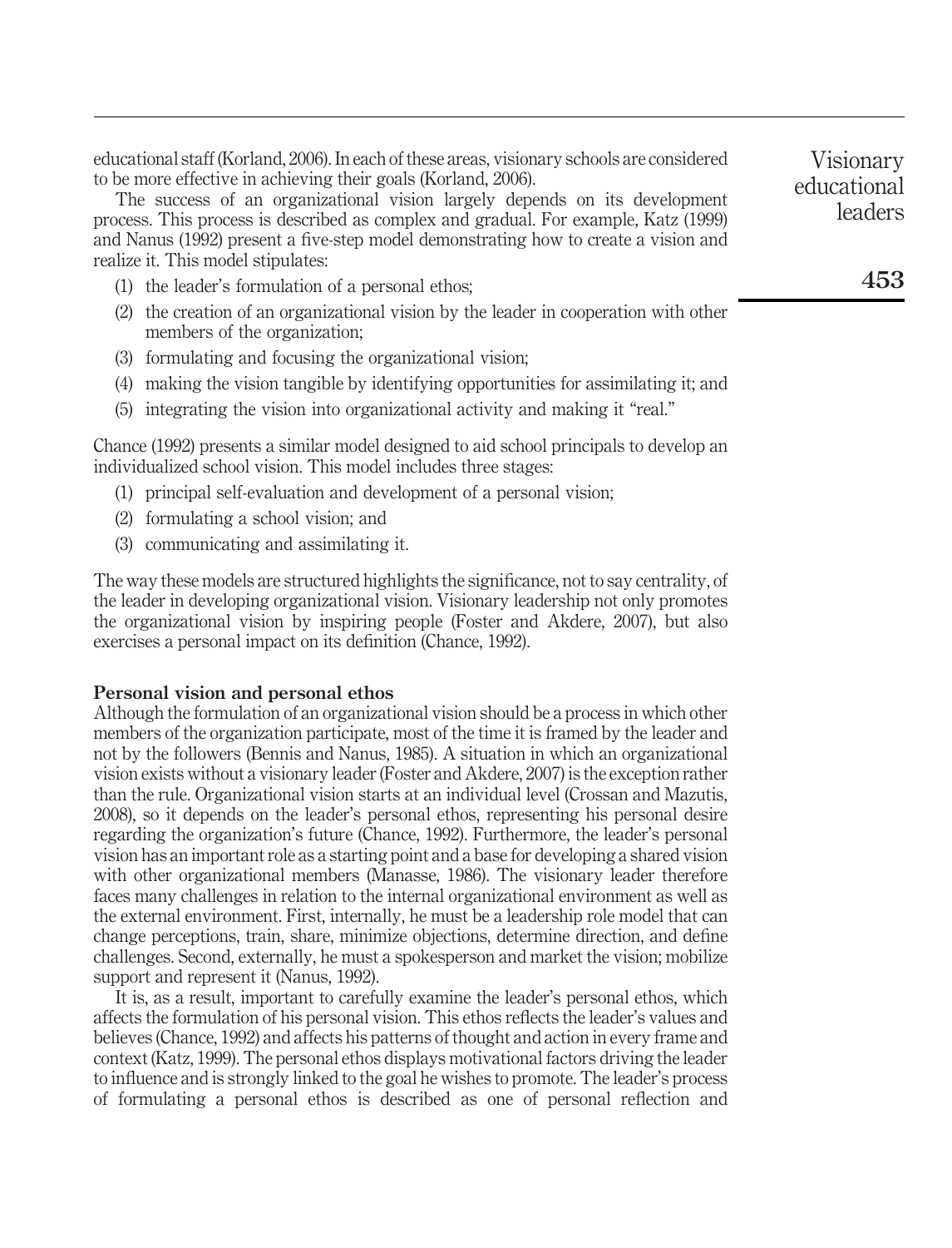educational staff (Korland, 2006). In each of these areas, visionary schools are considered to be more effective in achieving their goals (Korland, 2006).

The success of an organizational vision largely depends on its development process. This process is described as complex and gradual. For example, Katz (1999) and Nanus (1992) present a five-step model demonstrating how to create a vision and realize it. This model stipulates:

(1) the leader's formulation of a personal ethos;

(2) the creation of an organizational vision by the leader in cooperation with other members of the organization;

(3) formulating and focusing the organizational vision;

(4) making the vision tangible by identifying opportunities for assimilating it; and

(5) integrating the vision into organizational activity and making it "real."

Chance (1992) presents a similar model designed to aid school principals to develop an individualized school vision. This model includes three stages:

(1) principal self-evaluation and development of a personal vision;

(2) formulating a school vision; and

(3) communicating and assimilating it.

The way these models are structured highlights the significance, not to say centrality, of the leader in developing organizational vision. Visionary leadership not only promotes the organizational vision by inspiring people (Foster and Akdere, 2007), but also exercises a personal impact on its definition (Chance, 1992).

## Personal vision and personal ethos

Although the formulation of an organizational vision should be a process in which other members of the organization participate, most of the time it is framed by the leader and not by the followers (Bennis and Nanus, 1985). A situation in which an organizational vision exists without a visionary leader (Foster and Akdere, 2007) is the exception rather than the rule. Organizational vision starts at an individual level (Crossan and Mazutis, 2008), so it depends on the leader's personal ethos, representing his personal desire regarding the organization's future (Chance, 1992). Furthermore, the leader's personal vision has an important role as a starting point and a base for developing a shared vision with other organizational members (Manasse, 1986). The visionary leader therefore faces many challenges in relation to the internal organizational environment as well as the external environment. First, internally, he must be a leadership role model that can change perceptions, train, share, minimize objections, determine direction, and define challenges. Second, externally, he must a spokesperson and market the vision; mobilize support and represent it (Nanus, 1992).

It is, as a result, important to carefully examine the leader's personal ethos, which affects the formulation of his personal vision. This ethos reflects the leader's values and believes (Chance, 1992) and affects his patterns of thought and action in every frame and context (Katz, 1999). The personal ethos displays motivational factors driving the leader to influence and is strongly linked to the goal he wishes to promote. The leader's process of formulating a personal ethos is described as one of personal reflection and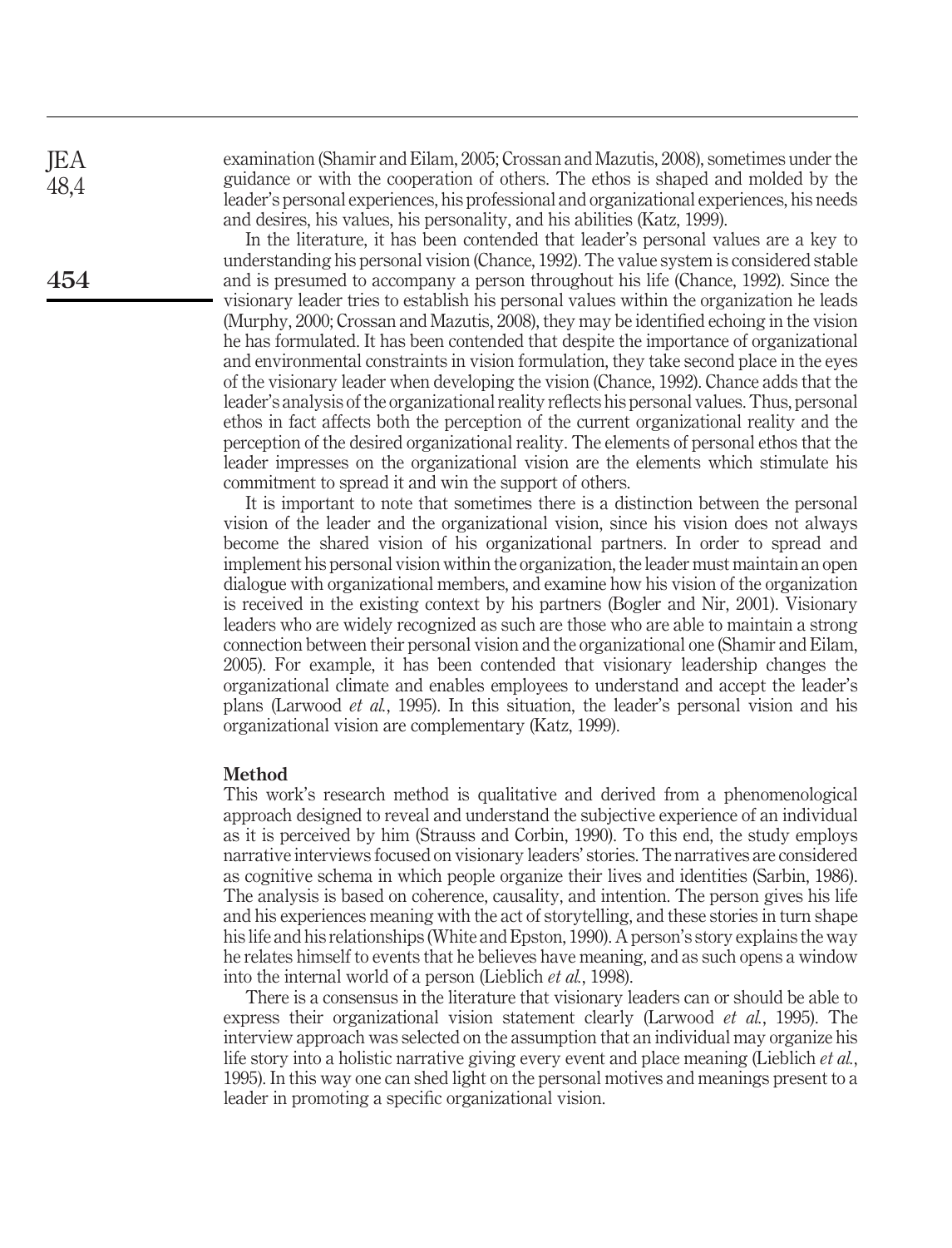examination (Shamir and Eilam, 2005; Crossan and Mazutis, 2008), sometimes under the guidance or with the cooperation of others. The ethos is shaped and molded by the leader's personal experiences, his professional and organizational experiences, his needs and desires, his values, his personality, and his abilities (Katz, 1999).

In the literature, it has been contended that leader's personal values are a key to understanding his personal vision (Chance, 1992). The value system is considered stable and is presumed to accompany a person throughout his life (Chance, 1992). Since the visionary leader tries to establish his personal values within the organization he leads (Murphy, 2000; Crossan and Mazutis, 2008), they may be identified echoing in the vision he has formulated. It has been contended that despite the importance of organizational and environmental constraints in vision formulation, they take second place in the eyes of the visionary leader when developing the vision (Chance, 1992). Chance adds that the leader's analysis of the organizational reality reflects his personal values. Thus, personal ethos in fact affects both the perception of the current organizational reality and the perception of the desired organizational reality. The elements of personal ethos that the leader impresses on the organizational vision are the elements which stimulate his commitment to spread it and win the support of others.

It is important to note that sometimes there is a distinction between the personal vision of the leader and the organizational vision, since his vision does not always become the shared vision of his organizational partners. In order to spread and implement his personal vision within the organization, the leader must maintain an open dialogue with organizational members, and examine how his vision of the organization is received in the existing context by his partners (Bogler and Nir, 2001). Visionary leaders who are widely recognized as such are those who are able to maintain a strong connection between their personal vision and the organizational one (Shamir and Eilam, 2005). For example, it has been contended that visionary leadership changes the organizational climate and enables employees to understand and accept the leader's plans (Larwood *et al.*, 1995). In this situation, the leader's personal vision and his organizational vision are complementary (Katz, 1999).

## Method

This work's research method is qualitative and derived from a phenomenological approach designed to reveal and understand the subjective experience of an individual as it is perceived by him (Strauss and Corbin, 1990). To this end, the study employs narrative interviews focused on visionary leaders' stories. The narratives are considered as cognitive schema in which people organize their lives and identities (Sarbin, 1986). The analysis is based on coherence, causality, and intention. The person gives his life and his experiences meaning with the act of storytelling, and these stories in turn shape his life and his relationships (White and Epston, 1990). A person's story explains the way he relates himself to events that he believes have meaning, and as such opens a window into the internal world of a person (Lieblich *et al.*, 1998).

There is a consensus in the literature that visionary leaders can or should be able to express their organizational vision statement clearly (Larwood *et al.*, 1995). The interview approach was selected on the assumption that an individual may organize his life story into a holistic narrative giving every event and place meaning (Lieblich *et al.*, 1995). In this way one can shed light on the personal motives and meanings present to a leader in promoting a specific organizational vision.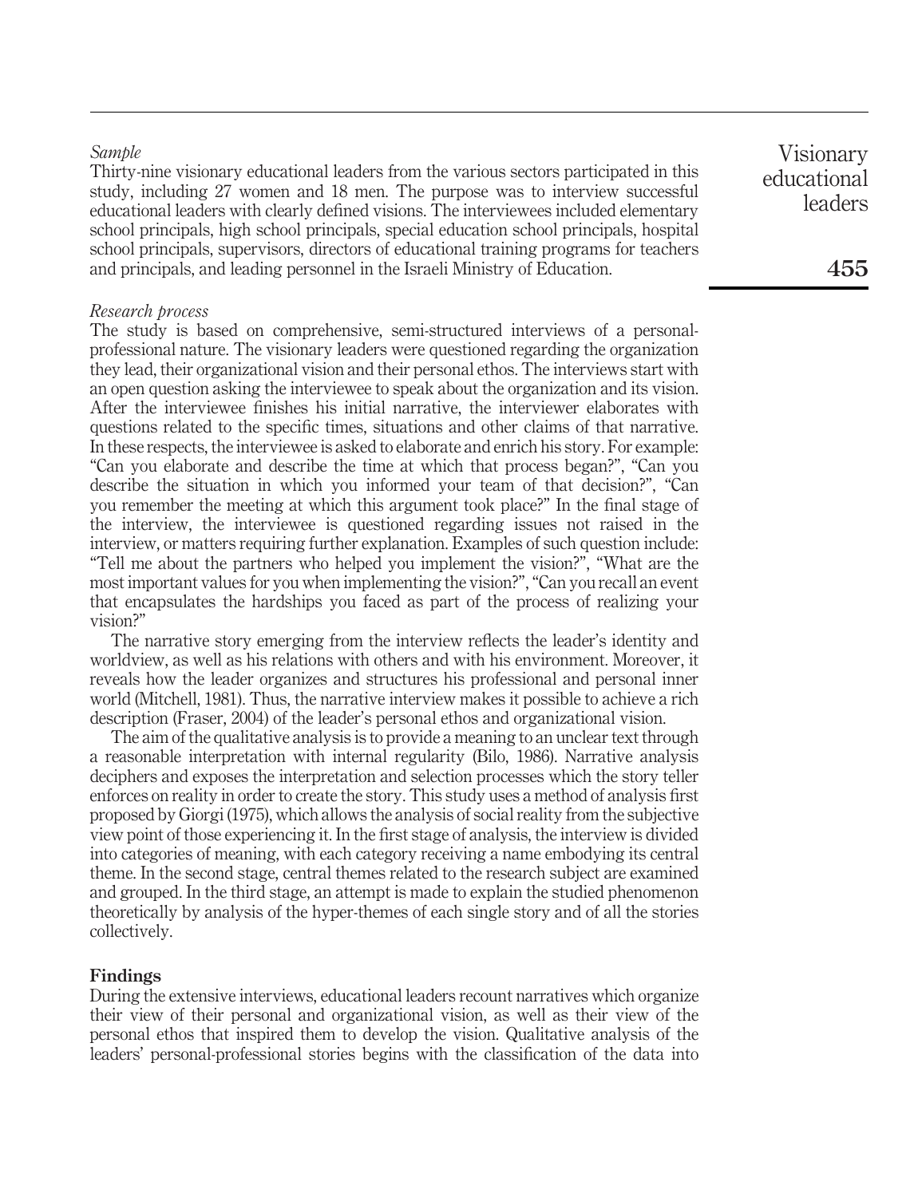*Sample*

Thirty-nine visionary educational leaders from the various sectors participated in this study, including 27 women and 18 men. The purpose was to interview successful educational leaders with clearly defined visions. The interviewees included elementary school principals, high school principals, special education school principals, hospital school principals, supervisors, directors of educational training programs for teachers and principals, and leading personnel in the Israeli Ministry of Education.

*Research process*

The study is based on comprehensive, semi-structured interviews of a personal-professional nature. The visionary leaders were questioned regarding the organization they lead, their organizational vision and their personal ethos. The interviews start with an open question asking the interviewee to speak about the organization and its vision. After the interviewee finishes his initial narrative, the interviewer elaborates with questions related to the specific times, situations and other claims of that narrative. In these respects, the interviewee is asked to elaborate and enrich his story. For example: "Can you elaborate and describe the time at which that process began?", "Can you describe the situation in which you informed your team of that decision?", "Can you remember the meeting at which this argument took place?" In the final stage of the interview, the interviewee is questioned regarding issues not raised in the interview, or matters requiring further explanation. Examples of such question include: "Tell me about the partners who helped you implement the vision?", "What are the most important values for you when implementing the vision?", "Can you recall an event that encapsulates the hardships you faced as part of the process of realizing your vision?"

The narrative story emerging from the interview reflects the leader's identity and worldview, as well as his relations with others and with his environment. Moreover, it reveals how the leader organizes and structures his professional and personal inner world (Mitchell, 1981). Thus, the narrative interview makes it possible to achieve a rich description (Fraser, 2004) of the leader's personal ethos and organizational vision.

The aim of the qualitative analysis is to provide a meaning to an unclear text through a reasonable interpretation with internal regularity (Bilo, 1986). Narrative analysis deciphers and exposes the interpretation and selection processes which the story teller enforces on reality in order to create the story. This study uses a method of analysis first proposed by Giorgi (1975), which allows the analysis of social reality from the subjective view point of those experiencing it. In the first stage of analysis, the interview is divided into categories of meaning, with each category receiving a name embodying its central theme. In the second stage, central themes related to the research subject are examined and grouped. In the third stage, an attempt is made to explain the studied phenomenon theoretically by analysis of the hyper-themes of each single story and of all the stories collectively.

## Findings

During the extensive interviews, educational leaders recount narratives which organize their view of their personal and organizational vision, as well as their view of the personal ethos that inspired them to develop the vision. Qualitative analysis of the leaders' personal-professional stories begins with the classification of the data into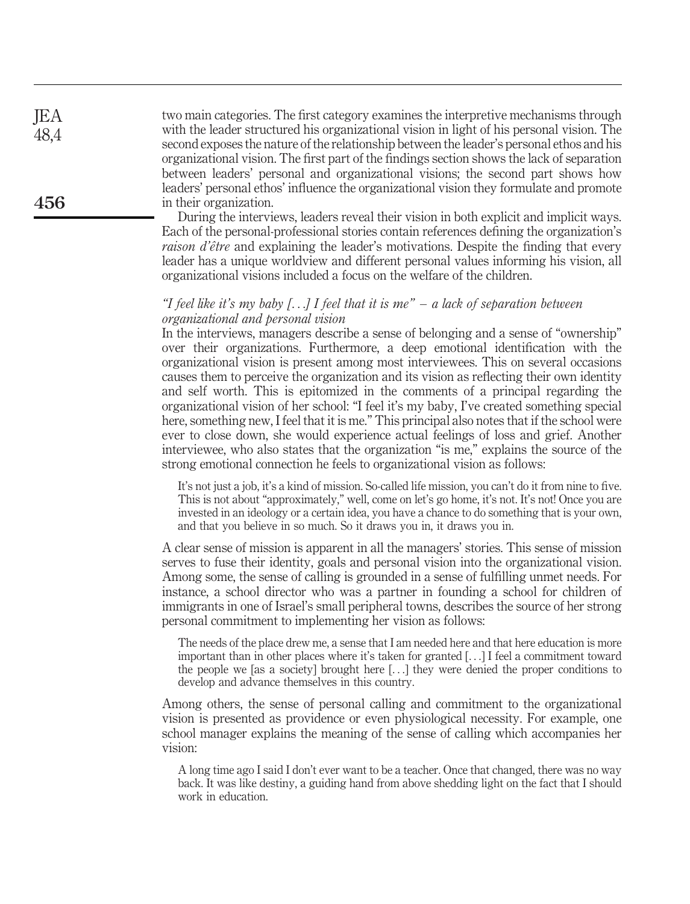two main categories. The first category examines the interpretive mechanisms through with the leader structured his organizational vision in light of his personal vision. The second exposes the nature of the relationship between the leader's personal ethos and his organizational vision. The first part of the findings section shows the lack of separation between leaders' personal and organizational visions; the second part shows how leaders' personal ethos' influence the organizational vision they formulate and promote in their organization.

During the interviews, leaders reveal their vision in both explicit and implicit ways. Each of the personal-professional stories contain references defining the organization's *raison d'être* and explaining the leader's motivations. Despite the finding that every leader has a unique worldview and different personal values informing his vision, all organizational visions included a focus on the welfare of the children.

### *"I feel like it's my baby […] I feel that it is me" – a lack of separation between organizational and personal vision*

In the interviews, managers describe a sense of belonging and a sense of "ownership" over their organizations. Furthermore, a deep emotional identification with the organizational vision is present among most interviewees. This on several occasions causes them to perceive the organization and its vision as reflecting their own identity and self worth. This is epitomized in the comments of a principal regarding the organizational vision of her school: "I feel it's my baby, I've created something special here, something new, I feel that it is me." This principal also notes that if the school were ever to close down, she would experience actual feelings of loss and grief. Another interviewee, who also states that the organization "is me," explains the source of the strong emotional connection he feels to organizational vision as follows:

> It's not just a job, it's a kind of mission. So-called life mission, you can't do it from nine to five. This is not about "approximately," well, come on let's go home, it's not. It's not! Once you are invested in an ideology or a certain idea, you have a chance to do something that is your own, and that you believe in so much. So it draws you in, it draws you in.

A clear sense of mission is apparent in all the managers' stories. This sense of mission serves to fuse their identity, goals and personal vision into the organizational vision. Among some, the sense of calling is grounded in a sense of fulfilling unmet needs. For instance, a school director who was a partner in founding a school for children of immigrants in one of Israel's small peripheral towns, describes the source of her strong personal commitment to implementing her vision as follows:

> The needs of the place drew me, a sense that I am needed here and that here education is more important than in other places where it's taken for granted […] I feel a commitment toward the people we [as a society] brought here […] they were denied the proper conditions to develop and advance themselves in this country.

Among others, the sense of personal calling and commitment to the organizational vision is presented as providence or even physiological necessity. For example, one school manager explains the meaning of the sense of calling which accompanies her vision:

> A long time ago I said I don't ever want to be a teacher. Once that changed, there was no way back. It was like destiny, a guiding hand from above shedding light on the fact that I should work in education.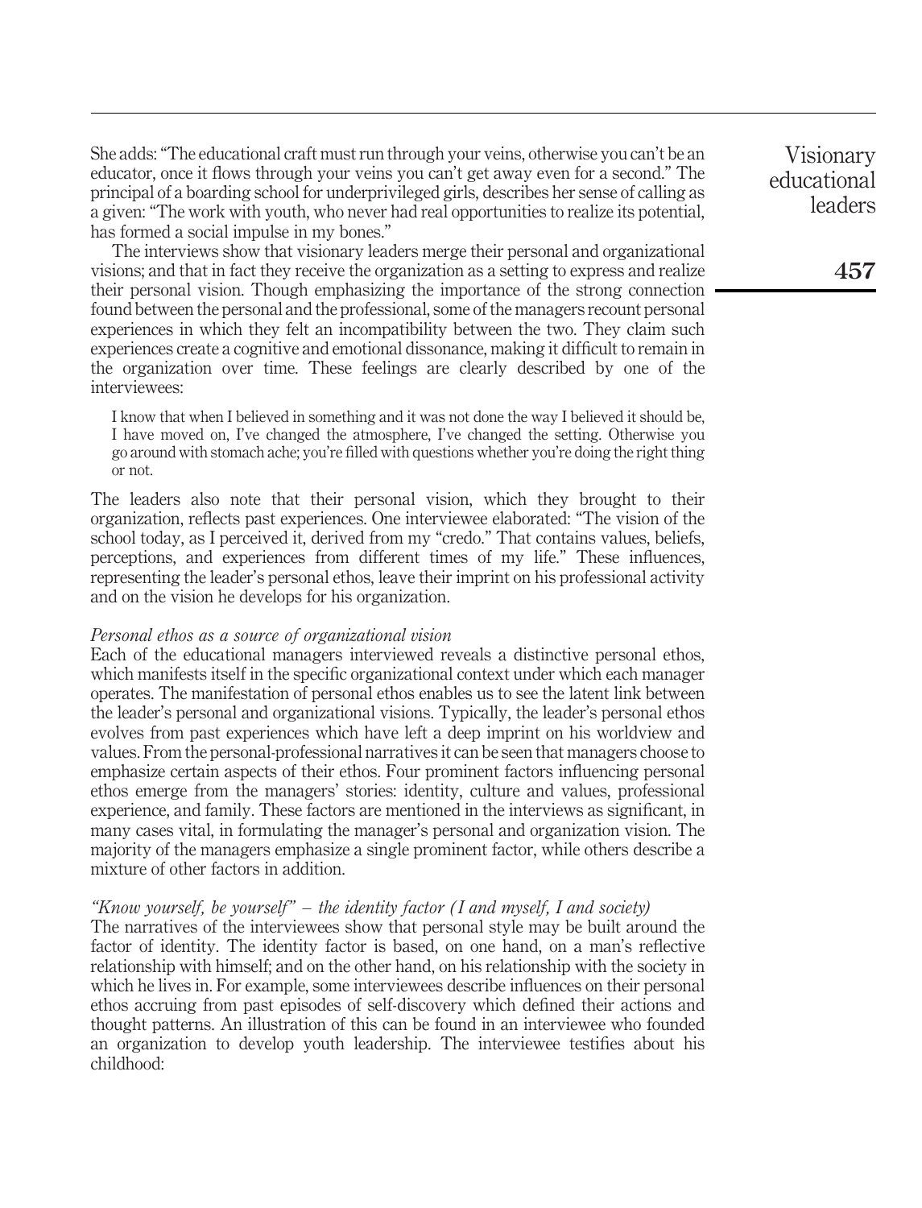She adds: "The educational craft must run through your veins, otherwise you can't be an educator, once it flows through your veins you can't get away even for a second." The principal of a boarding school for underprivileged girls, describes her sense of calling as a given: "The work with youth, who never had real opportunities to realize its potential, has formed a social impulse in my bones."

The interviews show that visionary leaders merge their personal and organizational visions; and that in fact they receive the organization as a setting to express and realize their personal vision. Though emphasizing the importance of the strong connection found between the personal and the professional, some of the managers recount personal experiences in which they felt an incompatibility between the two. They claim such experiences create a cognitive and emotional dissonance, making it difficult to remain in the organization over time. These feelings are clearly described by one of the interviewees:

> I know that when I believed in something and it was not done the way I believed it should be, I have moved on, I've changed the atmosphere, I've changed the setting. Otherwise you go around with stomach ache; you're filled with questions whether you're doing the right thing or not.

The leaders also note that their personal vision, which they brought to their organization, reflects past experiences. One interviewee elaborated: "The vision of the school today, as I perceived it, derived from my "credo." That contains values, beliefs, perceptions, and experiences from different times of my life." These influences, representing the leader's personal ethos, leave their imprint on his professional activity and on the vision he develops for his organization.

### *Personal ethos as a source of organizational vision*

Each of the educational managers interviewed reveals a distinctive personal ethos, which manifests itself in the specific organizational context under which each manager operates. The manifestation of personal ethos enables us to see the latent link between the leader's personal and organizational visions. Typically, the leader's personal ethos evolves from past experiences which have left a deep imprint on his worldview and values. From the personal-professional narratives it can be seen that managers choose to emphasize certain aspects of their ethos. Four prominent factors influencing personal ethos emerge from the managers' stories: identity, culture and values, professional experience, and family. These factors are mentioned in the interviews as significant, in many cases vital, in formulating the manager's personal and organization vision. The majority of the managers emphasize a single prominent factor, while others describe a mixture of other factors in addition.

### *"Know yourself, be yourself" – the identity factor (I and myself, I and society)*

The narratives of the interviewees show that personal style may be built around the factor of identity. The identity factor is based, on one hand, on a man's reflective relationship with himself; and on the other hand, on his relationship with the society in which he lives in. For example, some interviewees describe influences on their personal ethos accruing from past episodes of self-discovery which defined their actions and thought patterns. An illustration of this can be found in an interviewee who founded an organization to develop youth leadership. The interviewee testifies about his childhood: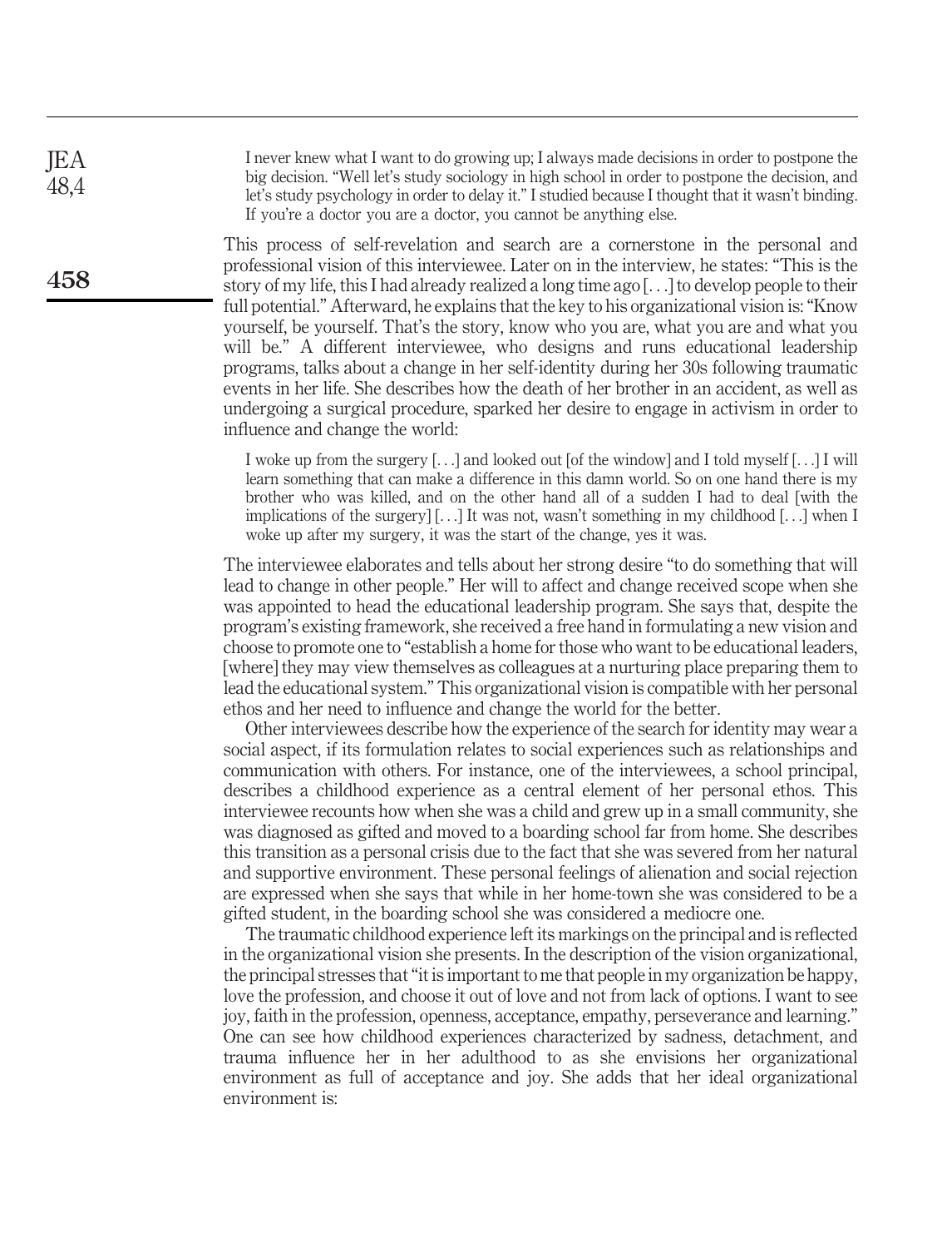> I never knew what I want to do growing up; I always made decisions in order to postpone the big decision. "Well let's study sociology in high school in order to postpone the decision, and let's study psychology in order to delay it." I studied because I thought that it wasn't binding. If you're a doctor you are a doctor, you cannot be anything else.

This process of self-revelation and search are a cornerstone in the personal and professional vision of this interviewee. Later on in the interview, he states: "This is the story of my life, this I had already realized a long time ago [. . .] to develop people to their full potential." Afterward, he explains that the key to his organizational vision is: "Know yourself, be yourself. That's the story, know who you are, what you are and what you will be." A different interviewee, who designs and runs educational leadership programs, talks about a change in her self-identity during her 30s following traumatic events in her life. She describes how the death of her brother in an accident, as well as undergoing a surgical procedure, sparked her desire to engage in activism in order to influence and change the world:

> I woke up from the surgery [. . .] and looked out [of the window] and I told myself [. . .] I will learn something that can make a difference in this damn world. So on one hand there is my brother who was killed, and on the other hand all of a sudden I had to deal [with the implications of the surgery] [. . .] It was not, wasn't something in my childhood [. . .] when I woke up after my surgery, it was the start of the change, yes it was.

The interviewee elaborates and tells about her strong desire "to do something that will lead to change in other people." Her will to affect and change received scope when she was appointed to head the educational leadership program. She says that, despite the program's existing framework, she received a free hand in formulating a new vision and choose to promote one to "establish a home for those who want to be educational leaders, [where] they may view themselves as colleagues at a nurturing place preparing them to lead the educational system." This organizational vision is compatible with her personal ethos and her need to influence and change the world for the better.

Other interviewees describe how the experience of the search for identity may wear a social aspect, if its formulation relates to social experiences such as relationships and communication with others. For instance, one of the interviewees, a school principal, describes a childhood experience as a central element of her personal ethos. This interviewee recounts how when she was a child and grew up in a small community, she was diagnosed as gifted and moved to a boarding school far from home. She describes this transition as a personal crisis due to the fact that she was severed from her natural and supportive environment. These personal feelings of alienation and social rejection are expressed when she says that while in her home-town she was considered to be a gifted student, in the boarding school she was considered a mediocre one.

The traumatic childhood experience left its markings on the principal and is reflected in the organizational vision she presents. In the description of the vision organizational, the principal stresses that "it is important to me that people in my organization be happy, love the profession, and choose it out of love and not from lack of options. I want to see joy, faith in the profession, openness, acceptance, empathy, perseverance and learning." One can see how childhood experiences characterized by sadness, detachment, and trauma influence her in her adulthood to as she envisions her organizational environment as full of acceptance and joy. She adds that her ideal organizational environment is: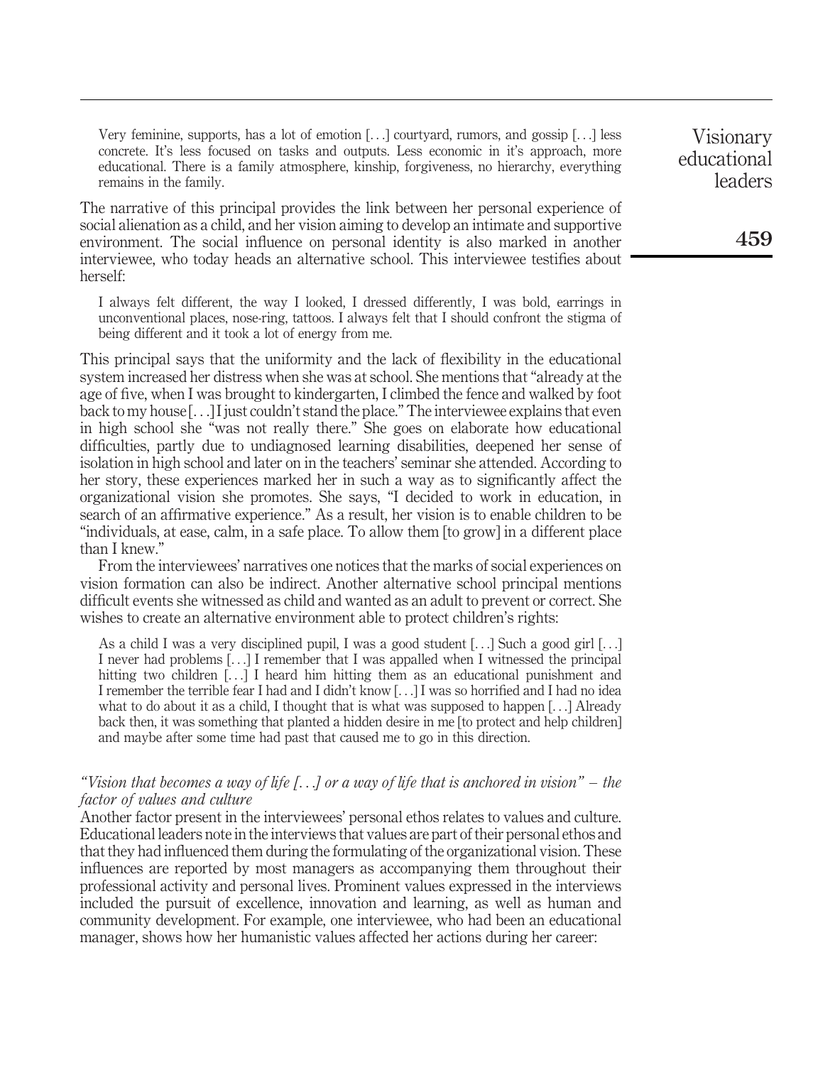> Very feminine, supports, has a lot of emotion [...] courtyard, rumors, and gossip [...] less concrete. It's less focused on tasks and outputs. Less economic in it's approach, more educational. There is a family atmosphere, kinship, forgiveness, no hierarchy, everything remains in the family.

The narrative of this principal provides the link between her personal experience of social alienation as a child, and her vision aiming to develop an intimate and supportive environment. The social influence on personal identity is also marked in another interviewee, who today heads an alternative school. This interviewee testifies about herself:

> I always felt different, the way I looked, I dressed differently, I was bold, earrings in unconventional places, nose-ring, tattoos. I always felt that I should confront the stigma of being different and it took a lot of energy from me.

This principal says that the uniformity and the lack of flexibility in the educational system increased her distress when she was at school. She mentions that "already at the age of five, when I was brought to kindergarten, I climbed the fence and walked by foot back to my house [...] I just couldn't stand the place." The interviewee explains that even in high school she "was not really there." She goes on elaborate how educational difficulties, partly due to undiagnosed learning disabilities, deepened her sense of isolation in high school and later on in the teachers' seminar she attended. According to her story, these experiences marked her in such a way as to significantly affect the organizational vision she promotes. She says, "I decided to work in education, in search of an affirmative experience." As a result, her vision is to enable children to be "individuals, at ease, calm, in a safe place. To allow them [to grow] in a different place than I knew."

From the interviewees' narratives one notices that the marks of social experiences on vision formation can also be indirect. Another alternative school principal mentions difficult events she witnessed as child and wanted as an adult to prevent or correct. She wishes to create an alternative environment able to protect children's rights:

> As a child I was a very disciplined pupil, I was a good student [...] Such a good girl [...] I never had problems [...] I remember that I was appalled when I witnessed the principal hitting two children [...] I heard him hitting them as an educational punishment and I remember the terrible fear I had and I didn't know [...] I was so horrified and I had no idea what to do about it as a child, I thought that is what was supposed to happen [...] Already back then, it was something that planted a hidden desire in me [to protect and help children] and maybe after some time had past that caused me to go in this direction.

*"Vision that becomes a way of life [...] or a way of life that is anchored in vision" – the factor of values and culture*

Another factor present in the interviewees' personal ethos relates to values and culture. Educational leaders note in the interviews that values are part of their personal ethos and that they had influenced them during the formulating of the organizational vision. These influences are reported by most managers as accompanying them throughout their professional activity and personal lives. Prominent values expressed in the interviews included the pursuit of excellence, innovation and learning, as well as human and community development. For example, one interviewee, who had been an educational manager, shows how her humanistic values affected her actions during her career: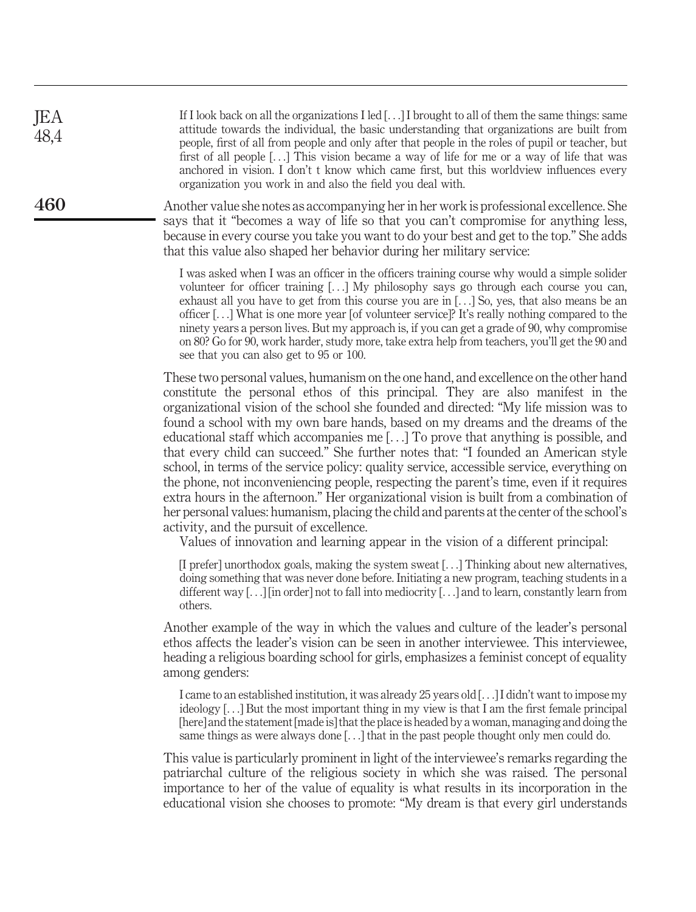> If I look back on all the organizations I led [...] I brought to all of them the same things: same attitude towards the individual, the basic understanding that organizations are built from people, first of all from people and only after that people in the roles of pupil or teacher, but first of all people [...] This vision became a way of life for me or a way of life that was anchored in vision. I don't t know which came first, but this worldview influences every organization you work in and also the field you deal with.

Another value she notes as accompanying her in her work is professional excellence. She says that it "becomes a way of life so that you can't compromise for anything less, because in every course you take you want to do your best and get to the top." She adds that this value also shaped her behavior during her military service:

> I was asked when I was an officer in the officers training course why would a simple solider volunteer for officer training [...] My philosophy says go through each course you can, exhaust all you have to get from this course you are in [...] So, yes, that also means be an officer [...] What is one more year [of volunteer service]? It's really nothing compared to the ninety years a person lives. But my approach is, if you can get a grade of 90, why compromise on 80? Go for 90, work harder, study more, take extra help from teachers, you'll get the 90 and see that you can also get to 95 or 100.

These two personal values, humanism on the one hand, and excellence on the other hand constitute the personal ethos of this principal. They are also manifest in the organizational vision of the school she founded and directed: "My life mission was to found a school with my own bare hands, based on my dreams and the dreams of the educational staff which accompanies me [...] To prove that anything is possible, and that every child can succeed." She further notes that: "I founded an American style school, in terms of the service policy: quality service, accessible service, everything on the phone, not inconveniencing people, respecting the parent's time, even if it requires extra hours in the afternoon." Her organizational vision is built from a combination of her personal values: humanism, placing the child and parents at the center of the school's activity, and the pursuit of excellence.

Values of innovation and learning appear in the vision of a different principal:

> [I prefer] unorthodox goals, making the system sweat [...] Thinking about new alternatives, doing something that was never done before. Initiating a new program, teaching students in a different way [...] [in order] not to fall into mediocrity [...] and to learn, constantly learn from others.

Another example of the way in which the values and culture of the leader's personal ethos affects the leader's vision can be seen in another interviewee. This interviewee, heading a religious boarding school for girls, emphasizes a feminist concept of equality among genders:

> I came to an established institution, it was already 25 years old [...] I didn't want to impose my ideology [...] But the most important thing in my view is that I am the first female principal [here] and the statement [made is] that the place is headed by a woman, managing and doing the same things as were always done [...] that in the past people thought only men could do.

This value is particularly prominent in light of the interviewee's remarks regarding the patriarchal culture of the religious society in which she was raised. The personal importance to her of the value of equality is what results in its incorporation in the educational vision she chooses to promote: "My dream is that every girl understands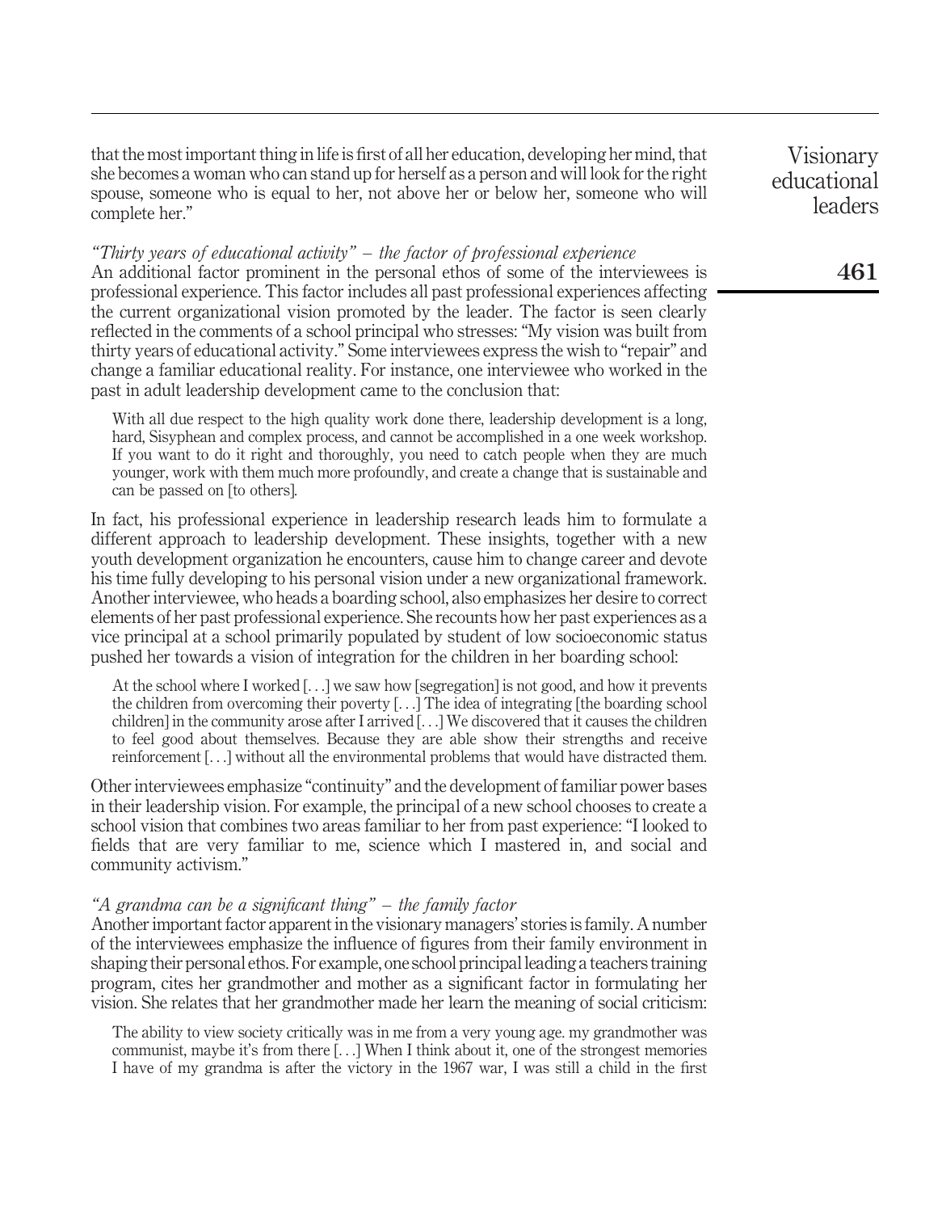that the most important thing in life is first of all her education, developing her mind, that she becomes a woman who can stand up for herself as a person and will look for the right spouse, someone who is equal to her, not above her or below her, someone who will complete her."

### *"Thirty years of educational activity" – the factor of professional experience*

An additional factor prominent in the personal ethos of some of the interviewees is professional experience. This factor includes all past professional experiences affecting the current organizational vision promoted by the leader. The factor is seen clearly reflected in the comments of a school principal who stresses: "My vision was built from thirty years of educational activity." Some interviewees express the wish to "repair" and change a familiar educational reality. For instance, one interviewee who worked in the past in adult leadership development came to the conclusion that:

> With all due respect to the high quality work done there, leadership development is a long, hard, Sisyphean and complex process, and cannot be accomplished in a one week workshop. If you want to do it right and thoroughly, you need to catch people when they are much younger, work with them much more profoundly, and create a change that is sustainable and can be passed on [to others].

In fact, his professional experience in leadership research leads him to formulate a different approach to leadership development. These insights, together with a new youth development organization he encounters, cause him to change career and devote his time fully developing to his personal vision under a new organizational framework. Another interviewee, who heads a boarding school, also emphasizes her desire to correct elements of her past professional experience. She recounts how her past experiences as a vice principal at a school primarily populated by student of low socioeconomic status pushed her towards a vision of integration for the children in her boarding school:

> At the school where I worked [...] we saw how [segregation] is not good, and how it prevents the children from overcoming their poverty [...] The idea of integrating [the boarding school children] in the community arose after I arrived [...] We discovered that it causes the children to feel good about themselves. Because they are able show their strengths and receive reinforcement [...] without all the environmental problems that would have distracted them.

Other interviewees emphasize "continuity" and the development of familiar power bases in their leadership vision. For example, the principal of a new school chooses to create a school vision that combines two areas familiar to her from past experience: "I looked to fields that are very familiar to me, science which I mastered in, and social and community activism."

### *"A grandma can be a significant thing" – the family factor*

Another important factor apparent in the visionary managers' stories is family. A number of the interviewees emphasize the influence of figures from their family environment in shaping their personal ethos. For example, one school principal leading a teachers training program, cites her grandmother and mother as a significant factor in formulating her vision. She relates that her grandmother made her learn the meaning of social criticism:

> The ability to view society critically was in me from a very young age. my grandmother was communist, maybe it's from there [...] When I think about it, one of the strongest memories I have of my grandma is after the victory in the 1967 war, I was still a child in the first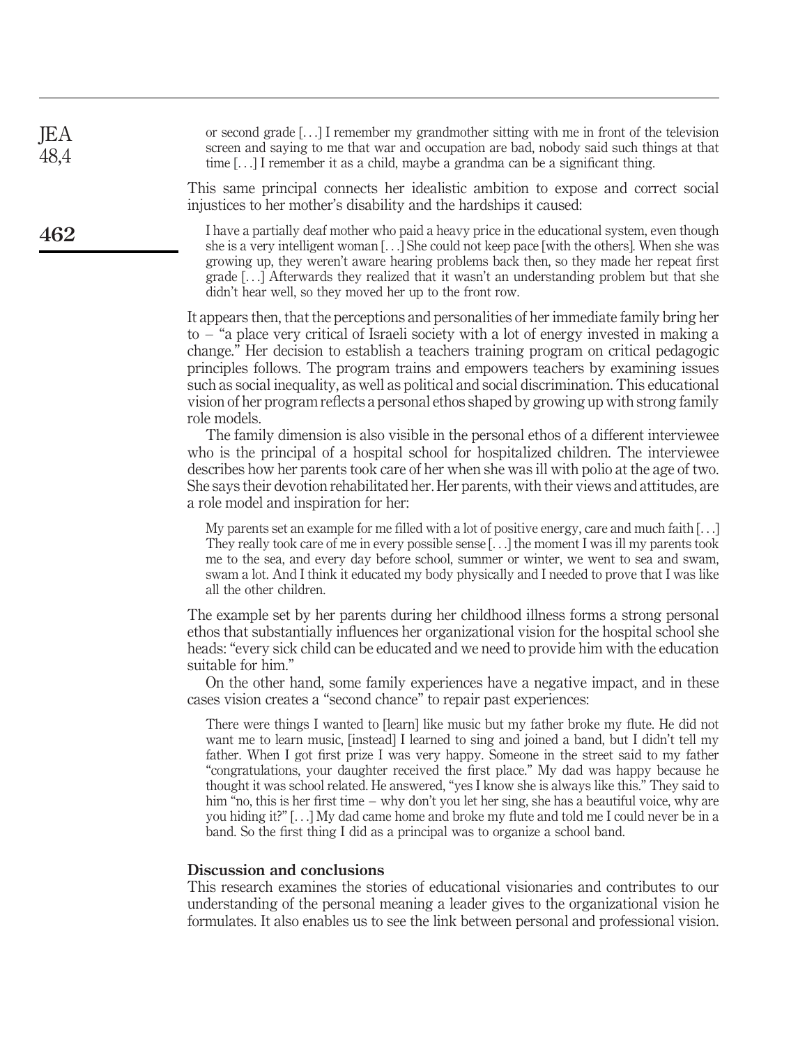> or second grade […] I remember my grandmother sitting with me in front of the television screen and saying to me that war and occupation are bad, nobody said such things at that time […] I remember it as a child, maybe a grandma can be a significant thing.

This same principal connects her idealistic ambition to expose and correct social injustices to her mother's disability and the hardships it caused:

> I have a partially deaf mother who paid a heavy price in the educational system, even though she is a very intelligent woman […] She could not keep pace [with the others]. When she was growing up, they weren't aware hearing problems back then, so they made her repeat first grade […] Afterwards they realized that it wasn't an understanding problem but that she didn't hear well, so they moved her up to the front row.

It appears then, that the perceptions and personalities of her immediate family bring her to – "a place very critical of Israeli society with a lot of energy invested in making a change." Her decision to establish a teachers training program on critical pedagogic principles follows. The program trains and empowers teachers by examining issues such as social inequality, as well as political and social discrimination. This educational vision of her program reflects a personal ethos shaped by growing up with strong family role models.

The family dimension is also visible in the personal ethos of a different interviewee who is the principal of a hospital school for hospitalized children. The interviewee describes how her parents took care of her when she was ill with polio at the age of two. She says their devotion rehabilitated her. Her parents, with their views and attitudes, are a role model and inspiration for her:

> My parents set an example for me filled with a lot of positive energy, care and much faith […] They really took care of me in every possible sense […] the moment I was ill my parents took me to the sea, and every day before school, summer or winter, we went to sea and swam, swam a lot. And I think it educated my body physically and I needed to prove that I was like all the other children.

The example set by her parents during her childhood illness forms a strong personal ethos that substantially influences her organizational vision for the hospital school she heads: "every sick child can be educated and we need to provide him with the education suitable for him."

On the other hand, some family experiences have a negative impact, and in these cases vision creates a "second chance" to repair past experiences:

> There were things I wanted to [learn] like music but my father broke my flute. He did not want me to learn music, [instead] I learned to sing and joined a band, but I didn't tell my father. When I got first prize I was very happy. Someone in the street said to my father "congratulations, your daughter received the first place." My dad was happy because he thought it was school related. He answered, "yes I know she is always like this." They said to him "no, this is her first time – why don't you let her sing, she has a beautiful voice, why are you hiding it?" […] My dad came home and broke my flute and told me I could never be in a band. So the first thing I did as a principal was to organize a school band.

## Discussion and conclusions

This research examines the stories of educational visionaries and contributes to our understanding of the personal meaning a leader gives to the organizational vision he formulates. It also enables us to see the link between personal and professional vision.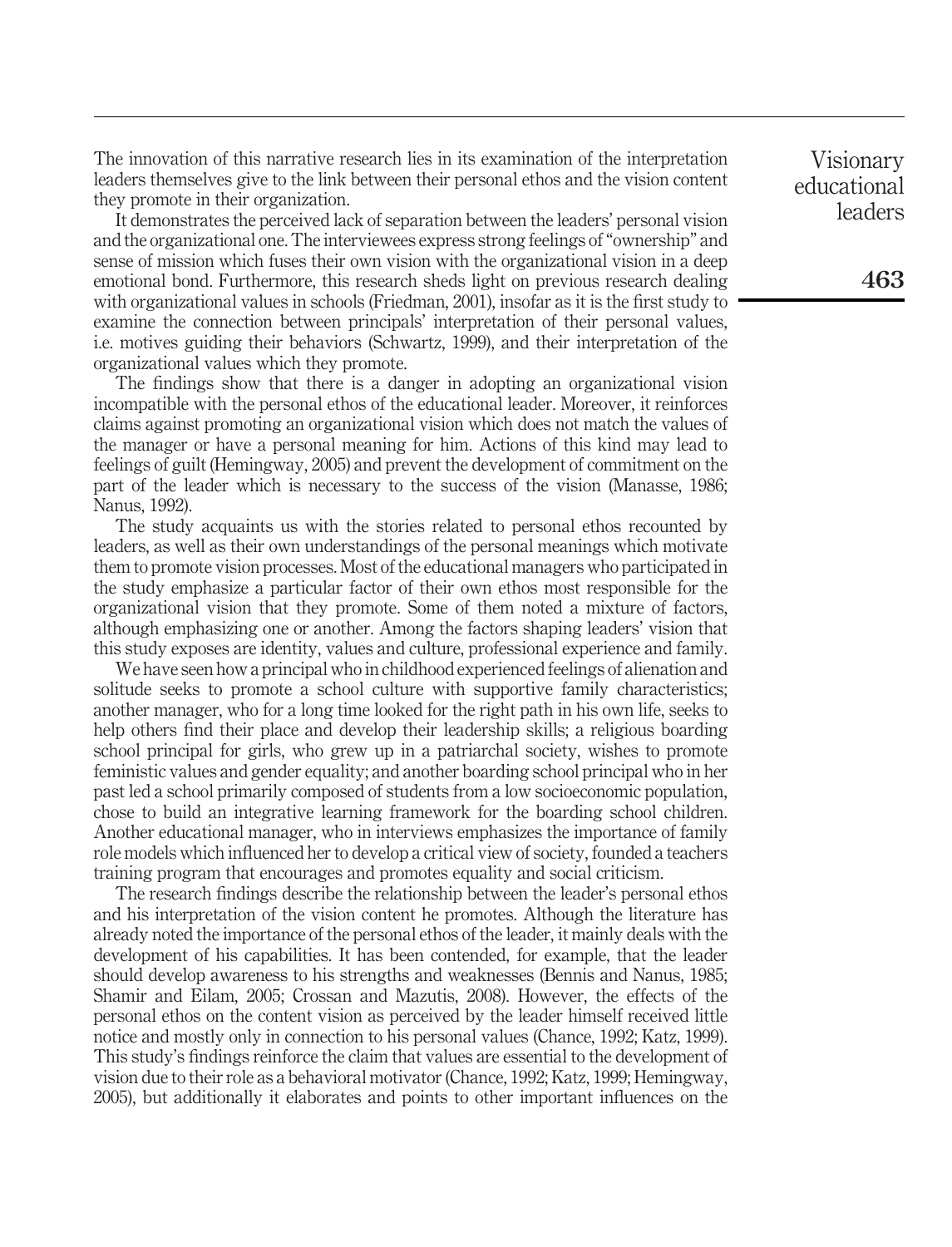The innovation of this narrative research lies in its examination of the interpretation leaders themselves give to the link between their personal ethos and the vision content they promote in their organization.

It demonstrates the perceived lack of separation between the leaders' personal vision and the organizational one. The interviewees express strong feelings of "ownership" and sense of mission which fuses their own vision with the organizational vision in a deep emotional bond. Furthermore, this research sheds light on previous research dealing with organizational values in schools (Friedman, 2001), insofar as it is the first study to examine the connection between principals' interpretation of their personal values, i.e. motives guiding their behaviors (Schwartz, 1999), and their interpretation of the organizational values which they promote.

The findings show that there is a danger in adopting an organizational vision incompatible with the personal ethos of the educational leader. Moreover, it reinforces claims against promoting an organizational vision which does not match the values of the manager or have a personal meaning for him. Actions of this kind may lead to feelings of guilt (Hemingway, 2005) and prevent the development of commitment on the part of the leader which is necessary to the success of the vision (Manasse, 1986; Nanus, 1992).

The study acquaints us with the stories related to personal ethos recounted by leaders, as well as their own understandings of the personal meanings which motivate them to promote vision processes. Most of the educational managers who participated in the study emphasize a particular factor of their own ethos most responsible for the organizational vision that they promote. Some of them noted a mixture of factors, although emphasizing one or another. Among the factors shaping leaders' vision that this study exposes are identity, values and culture, professional experience and family.

We have seen how a principal who in childhood experienced feelings of alienation and solitude seeks to promote a school culture with supportive family characteristics; another manager, who for a long time looked for the right path in his own life, seeks to help others find their place and develop their leadership skills; a religious boarding school principal for girls, who grew up in a patriarchal society, wishes to promote feministic values and gender equality; and another boarding school principal who in her past led a school primarily composed of students from a low socioeconomic population, chose to build an integrative learning framework for the boarding school children. Another educational manager, who in interviews emphasizes the importance of family role models which influenced her to develop a critical view of society, founded a teachers training program that encourages and promotes equality and social criticism.

The research findings describe the relationship between the leader's personal ethos and his interpretation of the vision content he promotes. Although the literature has already noted the importance of the personal ethos of the leader, it mainly deals with the development of his capabilities. It has been contended, for example, that the leader should develop awareness to his strengths and weaknesses (Bennis and Nanus, 1985; Shamir and Eilam, 2005; Crossan and Mazutis, 2008). However, the effects of the personal ethos on the content vision as perceived by the leader himself received little notice and mostly only in connection to his personal values (Chance, 1992; Katz, 1999). This study's findings reinforce the claim that values are essential to the development of vision due to their role as a behavioral motivator (Chance, 1992; Katz, 1999; Hemingway, 2005), but additionally it elaborates and points to other important influences on the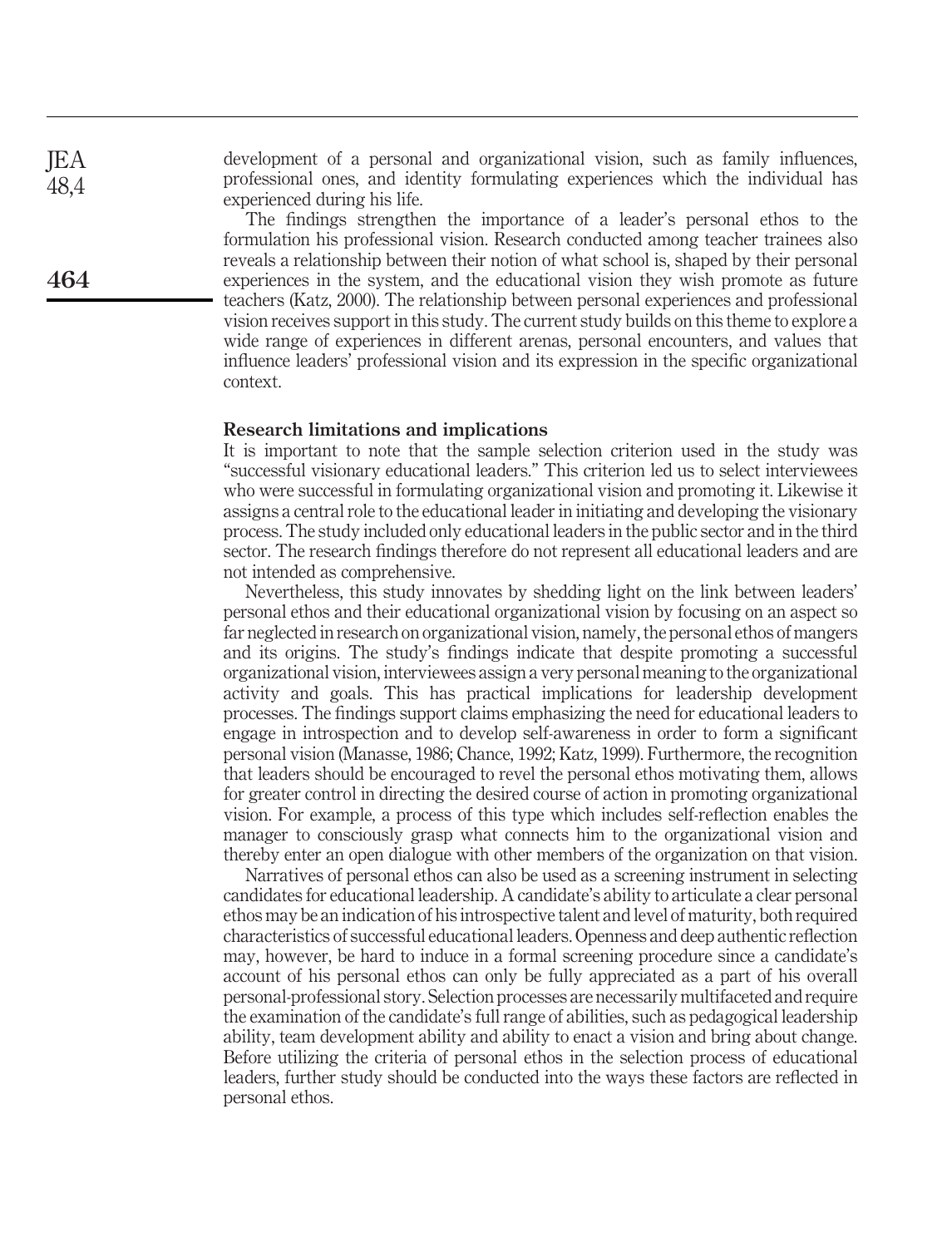development of a personal and organizational vision, such as family influences, professional ones, and identity formulating experiences which the individual has experienced during his life.

The findings strengthen the importance of a leader's personal ethos to the formulation his professional vision. Research conducted among teacher trainees also reveals a relationship between their notion of what school is, shaped by their personal experiences in the system, and the educational vision they wish promote as future teachers (Katz, 2000). The relationship between personal experiences and professional vision receives support in this study. The current study builds on this theme to explore a wide range of experiences in different arenas, personal encounters, and values that influence leaders' professional vision and its expression in the specific organizational context.

## Research limitations and implications

It is important to note that the sample selection criterion used in the study was "successful visionary educational leaders." This criterion led us to select interviewees who were successful in formulating organizational vision and promoting it. Likewise it assigns a central role to the educational leader in initiating and developing the visionary process. The study included only educational leaders in the public sector and in the third sector. The research findings therefore do not represent all educational leaders and are not intended as comprehensive.

Nevertheless, this study innovates by shedding light on the link between leaders' personal ethos and their educational organizational vision by focusing on an aspect so far neglected in research on organizational vision, namely, the personal ethos of mangers and its origins. The study's findings indicate that despite promoting a successful organizational vision, interviewees assign a very personal meaning to the organizational activity and goals. This has practical implications for leadership development processes. The findings support claims emphasizing the need for educational leaders to engage in introspection and to develop self-awareness in order to form a significant personal vision (Manasse, 1986; Chance, 1992; Katz, 1999). Furthermore, the recognition that leaders should be encouraged to revel the personal ethos motivating them, allows for greater control in directing the desired course of action in promoting organizational vision. For example, a process of this type which includes self-reflection enables the manager to consciously grasp what connects him to the organizational vision and thereby enter an open dialogue with other members of the organization on that vision.

Narratives of personal ethos can also be used as a screening instrument in selecting candidates for educational leadership. A candidate's ability to articulate a clear personal ethos may be an indication of his introspective talent and level of maturity, both required characteristics of successful educational leaders. Openness and deep authentic reflection may, however, be hard to induce in a formal screening procedure since a candidate's account of his personal ethos can only be fully appreciated as a part of his overall personal-professional story. Selection processes are necessarily multifaceted and require the examination of the candidate's full range of abilities, such as pedagogical leadership ability, team development ability and ability to enact a vision and bring about change. Before utilizing the criteria of personal ethos in the selection process of educational leaders, further study should be conducted into the ways these factors are reflected in personal ethos.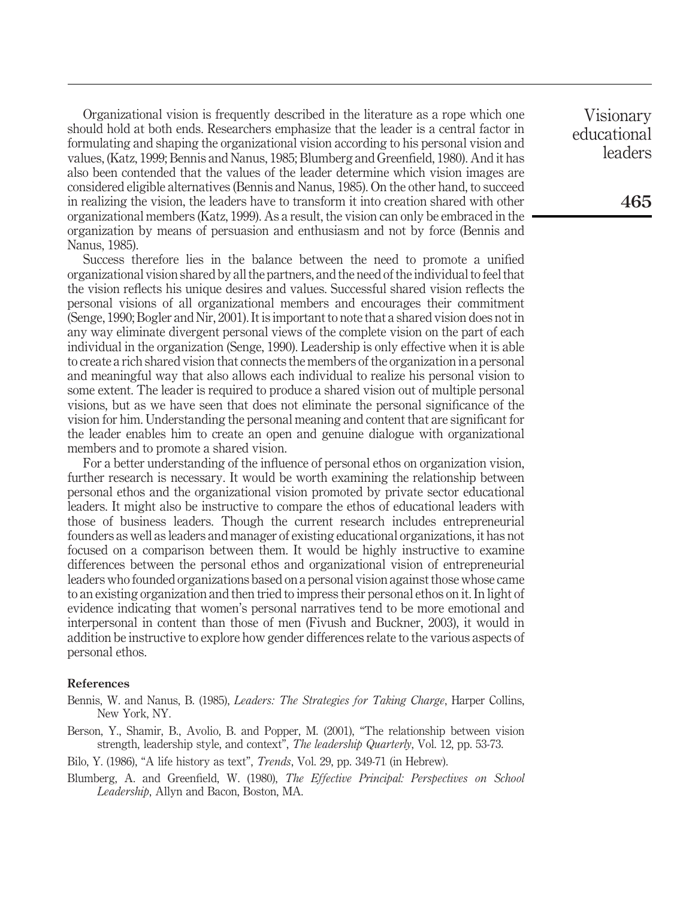Organizational vision is frequently described in the literature as a rope which one should hold at both ends. Researchers emphasize that the leader is a central factor in formulating and shaping the organizational vision according to his personal vision and values, (Katz, 1999; Bennis and Nanus, 1985; Blumberg and Greenfield, 1980). And it has also been contended that the values of the leader determine which vision images are considered eligible alternatives (Bennis and Nanus, 1985). On the other hand, to succeed in realizing the vision, the leaders have to transform it into creation shared with other organizational members (Katz, 1999). As a result, the vision can only be embraced in the organization by means of persuasion and enthusiasm and not by force (Bennis and Nanus, 1985).

Success therefore lies in the balance between the need to promote a unified organizational vision shared by all the partners, and the need of the individual to feel that the vision reflects his unique desires and values. Successful shared vision reflects the personal visions of all organizational members and encourages their commitment (Senge, 1990; Bogler and Nir, 2001). It is important to note that a shared vision does not in any way eliminate divergent personal views of the complete vision on the part of each individual in the organization (Senge, 1990). Leadership is only effective when it is able to create a rich shared vision that connects the members of the organization in a personal and meaningful way that also allows each individual to realize his personal vision to some extent. The leader is required to produce a shared vision out of multiple personal visions, but as we have seen that does not eliminate the personal significance of the vision for him. Understanding the personal meaning and content that are significant for the leader enables him to create an open and genuine dialogue with organizational members and to promote a shared vision.

For a better understanding of the influence of personal ethos on organization vision, further research is necessary. It would be worth examining the relationship between personal ethos and the organizational vision promoted by private sector educational leaders. It might also be instructive to compare the ethos of educational leaders with those of business leaders. Though the current research includes entrepreneurial founders as well as leaders and manager of existing educational organizations, it has not focused on a comparison between them. It would be highly instructive to examine differences between the personal ethos and organizational vision of entrepreneurial leaders who founded organizations based on a personal vision against those whose came to an existing organization and then tried to impress their personal ethos on it. In light of evidence indicating that women's personal narratives tend to be more emotional and interpersonal in content than those of men (Fivush and Buckner, 2003), it would in addition be instructive to explore how gender differences relate to the various aspects of personal ethos.

### References

Bennis, W. and Nanus, B. (1985), *Leaders: The Strategies for Taking Charge*, Harper Collins, New York, NY.

Berson, Y., Shamir, B., Avolio, B. and Popper, M. (2001), "The relationship between vision strength, leadership style, and context", *The leadership Quarterly*, Vol. 12, pp. 53-73.

Bilo, Y. (1986), "A life history as text", *Trends*, Vol. 29, pp. 349-71 (in Hebrew).

Blumberg, A. and Greenfield, W. (1980), *The Effective Principal: Perspectives on School Leadership*, Allyn and Bacon, Boston, MA.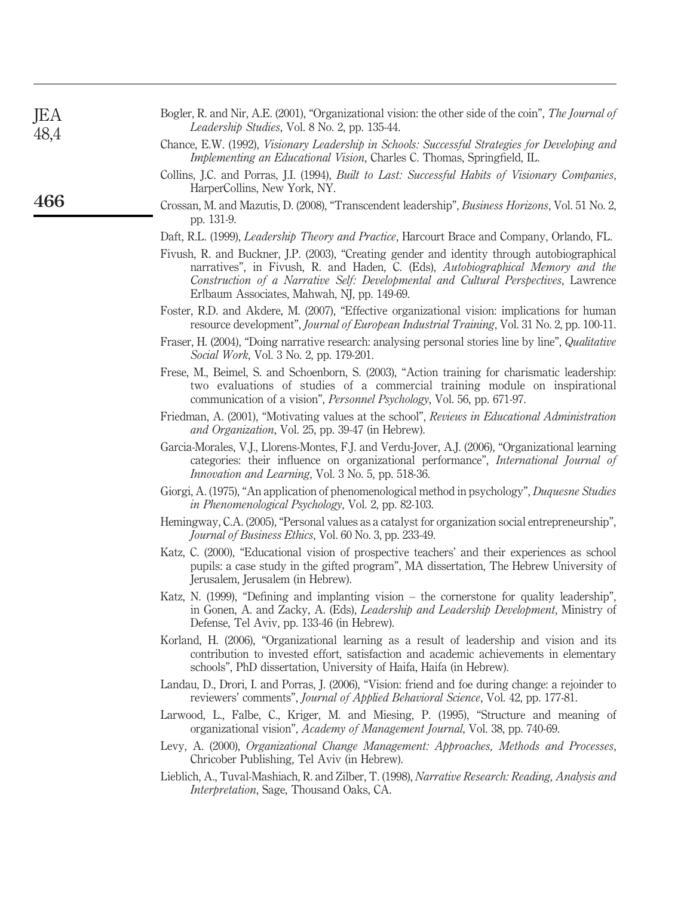Bogler, R. and Nir, A.E. (2001), "Organizational vision: the other side of the coin", *The Journal of Leadership Studies*, Vol. 8 No. 2, pp. 135-44.

Chance, E.W. (1992), *Visionary Leadership in Schools: Successful Strategies for Developing and Implementing an Educational Vision*, Charles C. Thomas, Springfield, IL.

Collins, J.C. and Porras, J.I. (1994), *Built to Last: Successful Habits of Visionary Companies*, HarperCollins, New York, NY.

Crossan, M. and Mazutis, D. (2008), "Transcendent leadership", *Business Horizons*, Vol. 51 No. 2, pp. 131-9.

Daft, R.L. (1999), *Leadership Theory and Practice*, Harcourt Brace and Company, Orlando, FL.

Fivush, R. and Buckner, J.P. (2003), "Creating gender and identity through autobiographical narratives", in Fivush, R. and Haden, C. (Eds), *Autobiographical Memory and the Construction of a Narrative Self: Developmental and Cultural Perspectives*, Lawrence Erlbaum Associates, Mahwah, NJ, pp. 149-69.

Foster, R.D. and Akdere, M. (2007), "Effective organizational vision: implications for human resource development", *Journal of European Industrial Training*, Vol. 31 No. 2, pp. 100-11.

Fraser, H. (2004), "Doing narrative research: analysing personal stories line by line", *Qualitative Social Work*, Vol. 3 No. 2, pp. 179-201.

Frese, M., Beimel, S. and Schoenborn, S. (2003), "Action training for charismatic leadership: two evaluations of studies of a commercial training module on inspirational communication of a vision", *Personnel Psychology*, Vol. 56, pp. 671-97.

Friedman, A. (2001), "Motivating values at the school", *Reviews in Educational Administration and Organization*, Vol. 25, pp. 39-47 (in Hebrew).

Garcia-Morales, V.J., Llorens-Montes, F.J. and Verdu-Jover, A.J. (2006), "Organizational learning categories: their influence on organizational performance", *International Journal of Innovation and Learning*, Vol. 3 No. 5, pp. 518-36.

Giorgi, A. (1975), "An application of phenomenological method in psychology", *Duquesne Studies in Phenomenological Psychology*, Vol. 2, pp. 82-103.

Hemingway, C.A. (2005), "Personal values as a catalyst for organization social entrepreneurship", *Journal of Business Ethics*, Vol. 60 No. 3, pp. 233-49.

Katz, C. (2000), "Educational vision of prospective teachers' and their experiences as school pupils: a case study in the gifted program", MA dissertation, The Hebrew University of Jerusalem, Jerusalem (in Hebrew).

Katz, N. (1999), "Defining and implanting vision – the cornerstone for quality leadership", in Gonen, A. and Zacky, A. (Eds), *Leadership and Leadership Development*, Ministry of Defense, Tel Aviv, pp. 133-46 (in Hebrew).

Korland, H. (2006), "Organizational learning as a result of leadership and vision and its contribution to invested effort, satisfaction and academic achievements in elementary schools", PhD dissertation, University of Haifa, Haifa (in Hebrew).

Landau, D., Drori, I. and Porras, J. (2006), "Vision: friend and foe during change: a rejoinder to reviewers' comments", *Journal of Applied Behavioral Science*, Vol. 42, pp. 177-81.

Larwood, L., Falbe, C., Kriger, M. and Miesing, P. (1995), "Structure and meaning of organizational vision", *Academy of Management Journal*, Vol. 38, pp. 740-69.

Levy, A. (2000), *Organizational Change Management: Approaches, Methods and Processes*, Chricober Publishing, Tel Aviv (in Hebrew).

Lieblich, A., Tuval-Mashiach, R. and Zilber, T. (1998), *Narrative Research: Reading, Analysis and Interpretation*, Sage, Thousand Oaks, CA.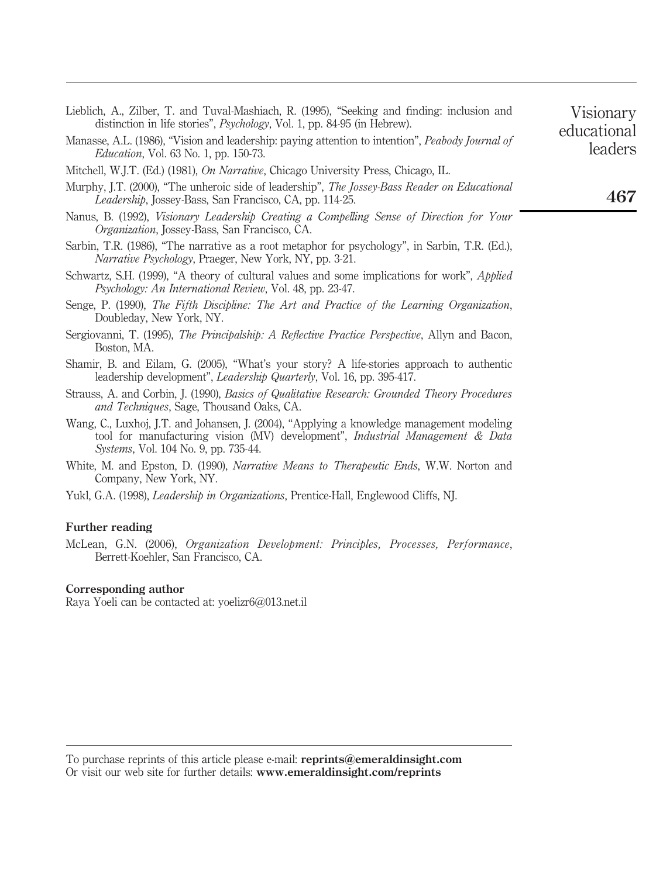Lieblich, A., Zilber, T. and Tuval-Mashiach, R. (1995), "Seeking and finding: inclusion and distinction in life stories", *Psychology*, Vol. 1, pp. 84-95 (in Hebrew).

Manasse, A.L. (1986), "Vision and leadership: paying attention to intention", *Peabody Journal of Education*, Vol. 63 No. 1, pp. 150-73.

Mitchell, W.J.T. (Ed.) (1981), *On Narrative*, Chicago University Press, Chicago, IL.

Murphy, J.T. (2000), "The unheroic side of leadership", *The Jossey-Bass Reader on Educational Leadership*, Jossey-Bass, San Francisco, CA, pp. 114-25.

Nanus, B. (1992), *Visionary Leadership Creating a Compelling Sense of Direction for Your Organization*, Jossey-Bass, San Francisco, CA.

Sarbin, T.R. (1986), "The narrative as a root metaphor for psychology", in Sarbin, T.R. (Ed.), *Narrative Psychology*, Praeger, New York, NY, pp. 3-21.

Schwartz, S.H. (1999), "A theory of cultural values and some implications for work", *Applied Psychology: An International Review*, Vol. 48, pp. 23-47.

Senge, P. (1990), *The Fifth Discipline: The Art and Practice of the Learning Organization*, Doubleday, New York, NY.

Sergiovanni, T. (1995), *The Principalship: A Reflective Practice Perspective*, Allyn and Bacon, Boston, MA.

Shamir, B. and Eilam, G. (2005), "What's your story? A life-stories approach to authentic leadership development", *Leadership Quarterly*, Vol. 16, pp. 395-417.

Strauss, A. and Corbin, J. (1990), *Basics of Qualitative Research: Grounded Theory Procedures and Techniques*, Sage, Thousand Oaks, CA.

Wang, C., Luxhoj, J.T. and Johansen, J. (2004), "Applying a knowledge management modeling tool for manufacturing vision (MV) development", *Industrial Management & Data Systems*, Vol. 104 No. 9, pp. 735-44.

White, M. and Epston, D. (1990), *Narrative Means to Therapeutic Ends*, W.W. Norton and Company, New York, NY.

Yukl, G.A. (1998), *Leadership in Organizations*, Prentice-Hall, Englewood Cliffs, NJ.

### Further reading

McLean, G.N. (2006), *Organization Development: Principles, Processes, Performance*, Berrett-Koehler, San Francisco, CA.

### Corresponding author

Raya Yoeli can be contacted at: yoelizr6@013.net.il

To purchase reprints of this article please e-mail: **reprints@emeraldinsight.com**
Or visit our web site for further details: **www.emeraldinsight.com/reprints**